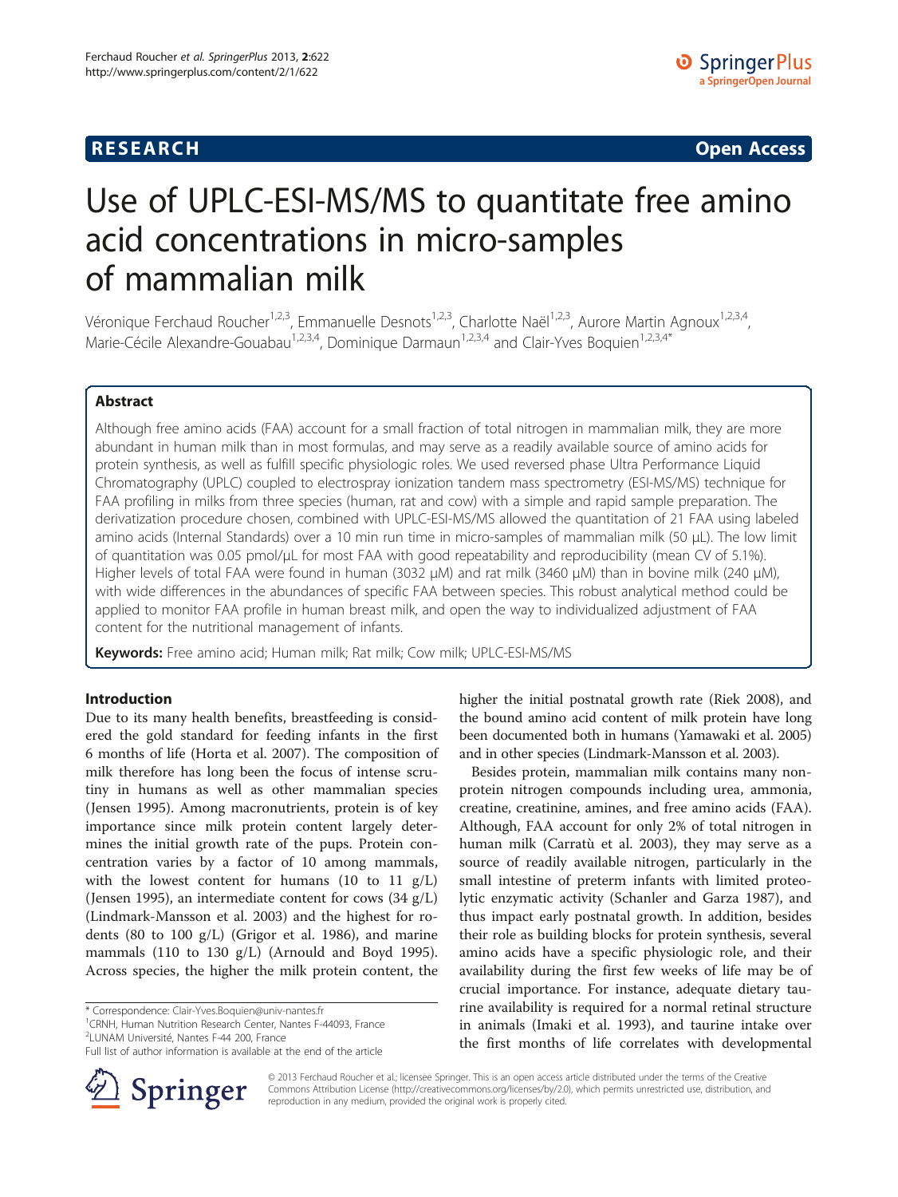**RESEARCH** **Open Access**

# Use of UPLC-ESI-MS/MS to quantitate free amino acid concentrations in micro-samples of mammalian milk

Véronique Ferchaud Roucher[1,2,3], Emmanuelle Desnots[1,2,3], Charlotte Naël[1,2,3], Aurore Martin Agnoux[1,2,3,4], Marie-Cécile Alexandre-Gouabau[1,2,3,4], Dominique Darmaun[1,2,3,4] and Clair-Yves Boquien[1,2,3,4*]

## Abstract

Although free amino acids (FAA) account for a small fraction of total nitrogen in mammalian milk, they are more abundant in human milk than in most formulas, and may serve as a readily available source of amino acids for protein synthesis, as well as fulfill specific physiologic roles. We used reversed phase Ultra Performance Liquid Chromatography (UPLC) coupled to electrospray ionization tandem mass spectrometry (ESI-MS/MS) technique for FAA profiling in milks from three species (human, rat and cow) with a simple and rapid sample preparation. The derivatization procedure chosen, combined with UPLC-ESI-MS/MS allowed the quantitation of 21 FAA using labeled amino acids (Internal Standards) over a 10 min run time in micro-samples of mammalian milk (50 μL). The low limit of quantitation was 0.05 pmol/μL for most FAA with good repeatability and reproducibility (mean CV of 5.1%). Higher levels of total FAA were found in human (3032 μM) and rat milk (3460 μM) than in bovine milk (240 μM), with wide differences in the abundances of specific FAA between species. This robust analytical method could be applied to monitor FAA profile in human breast milk, and open the way to individualized adjustment of FAA content for the nutritional management of infants.

**Keywords:** Free amino acid; Human milk; Rat milk; Cow milk; UPLC-ESI-MS/MS

## Introduction

Due to its many health benefits, breastfeeding is considered the gold standard for feeding infants in the first 6 months of life (Horta et al. 2007). The composition of milk therefore has long been the focus of intense scrutiny in humans as well as other mammalian species (Jensen 1995). Among macronutrients, protein is of key importance since milk protein content largely determines the initial growth rate of the pups. Protein concentration varies by a factor of 10 among mammals, with the lowest content for humans (10 to 11 g/L) (Jensen 1995), an intermediate content for cows (34 g/L) (Lindmark-Mansson et al. 2003) and the highest for rodents (80 to 100 g/L) (Grigor et al. 1986), and marine mammals (110 to 130 g/L) (Arnould and Boyd 1995). Across species, the higher the milk protein content, the higher the initial postnatal growth rate (Riek 2008), and the bound amino acid content of milk protein have long been documented both in humans (Yamawaki et al. 2005) and in other species (Lindmark-Mansson et al. 2003).

Besides protein, mammalian milk contains many non-protein nitrogen compounds including urea, ammonia, creatine, creatinine, amines, and free amino acids (FAA). Although, FAA account for only 2% of total nitrogen in human milk (Carratù et al. 2003), they may serve as a source of readily available nitrogen, particularly in the small intestine of preterm infants with limited proteolytic enzymatic activity (Schanler and Garza 1987), and thus impact early postnatal growth. In addition, besides their role as building blocks for protein synthesis, several amino acids have a specific physiologic role, and their availability during the first few weeks of life may be of crucial importance. For instance, adequate dietary taurine availability is required for a normal retinal structure in animals (Imaki et al. 1993), and taurine intake over the first months of life correlates with developmental

\* Correspondence: Clair-Yves.Boquien@univ-nantes.fr
[1]CRNH, Human Nutrition Research Center, Nantes F-44093, France
[2]LUNAM Université, Nantes F-44 200, France
Full list of author information is available at the end of the article

© 2013 Ferchaud Roucher et al.; licensee Springer. This is an open access article distributed under the terms of the Creative Commons Attribution License (http://creativecommons.org/licenses/by/2.0), which permits unrestricted use, distribution, and reproduction in any medium, provided the original work is properly cited.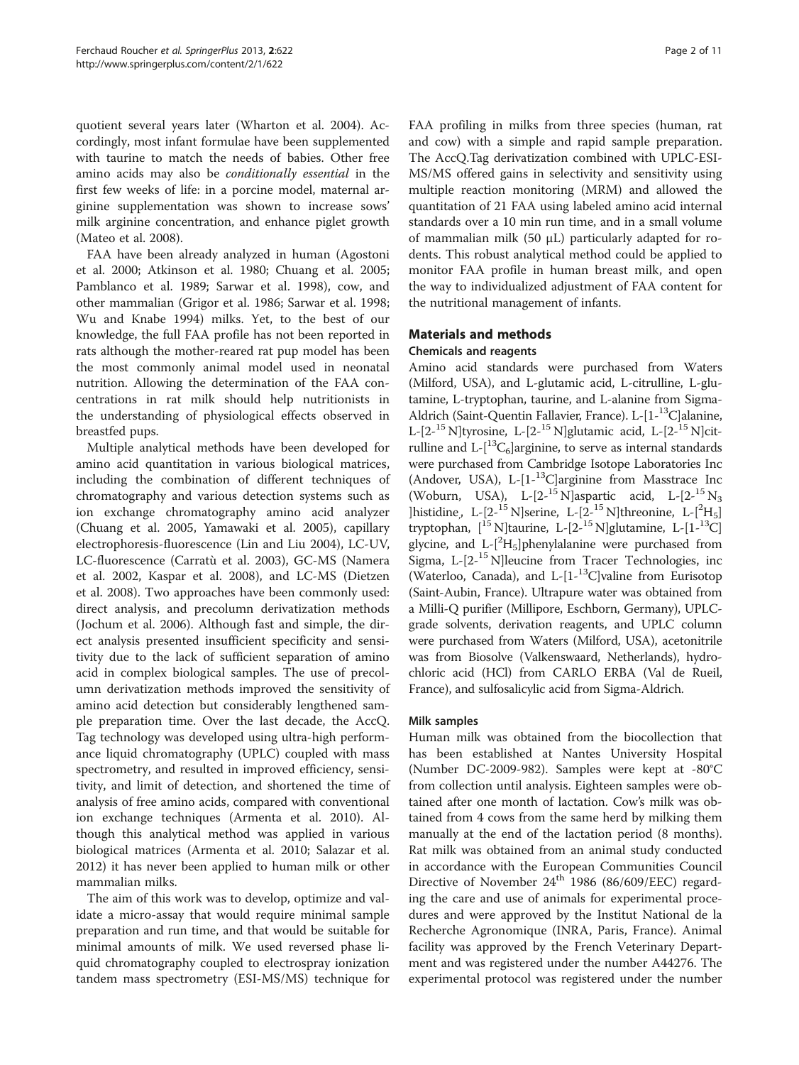quotient several years later (Wharton et al. 2004). Accordingly, most infant formulae have been supplemented with taurine to match the needs of babies. Other free amino acids may also be *conditionally essential* in the first few weeks of life: in a porcine model, maternal arginine supplementation was shown to increase sows' milk arginine concentration, and enhance piglet growth (Mateo et al. 2008).

FAA have been already analyzed in human (Agostoni et al. 2000; Atkinson et al. 1980; Chuang et al. 2005; Pamblanco et al. 1989; Sarwar et al. 1998), cow, and other mammalian (Grigor et al. 1986; Sarwar et al. 1998; Wu and Knabe 1994) milks. Yet, to the best of our knowledge, the full FAA profile has not been reported in rats although the mother-reared rat pup model has been the most commonly animal model used in neonatal nutrition. Allowing the determination of the FAA concentrations in rat milk should help nutritionists in the understanding of physiological effects observed in breastfed pups.

Multiple analytical methods have been developed for amino acid quantitation in various biological matrices, including the combination of different techniques of chromatography and various detection systems such as ion exchange chromatography amino acid analyzer (Chuang et al. 2005, Yamawaki et al. 2005), capillary electrophoresis-fluorescence (Lin and Liu 2004), LC-UV, LC-fluorescence (Carratù et al. 2003), GC-MS (Namera et al. 2002, Kaspar et al. 2008), and LC-MS (Dietzen et al. 2008). Two approaches have been commonly used: direct analysis, and precolumn derivatization methods (Jochum et al. 2006). Although fast and simple, the direct analysis presented insufficient specificity and sensitivity due to the lack of sufficient separation of amino acid in complex biological samples. The use of precolumn derivatization methods improved the sensitivity of amino acid detection but considerably lengthened sample preparation time. Over the last decade, the AccQ. Tag technology was developed using ultra-high performance liquid chromatography (UPLC) coupled with mass spectrometry, and resulted in improved efficiency, sensitivity, and limit of detection, and shortened the time of analysis of free amino acids, compared with conventional ion exchange techniques (Armenta et al. 2010). Although this analytical method was applied in various biological matrices (Armenta et al. 2010; Salazar et al. 2012) it has never been applied to human milk or other mammalian milks.

The aim of this work was to develop, optimize and validate a micro-assay that would require minimal sample preparation and run time, and that would be suitable for minimal amounts of milk. We used reversed phase liquid chromatography coupled to electrospray ionization tandem mass spectrometry (ESI-MS/MS) technique for FAA profiling in milks from three species (human, rat and cow) with a simple and rapid sample preparation. The AccQ.Tag derivatization combined with UPLC-ESI-MS/MS offered gains in selectivity and sensitivity using multiple reaction monitoring (MRM) and allowed the quantitation of 21 FAA using labeled amino acid internal standards over a 10 min run time, and in a small volume of mammalian milk (50 μL) particularly adapted for rodents. This robust analytical method could be applied to monitor FAA profile in human breast milk, and open the way to individualized adjustment of FAA content for the nutritional management of infants.

## Materials and methods

### Chemicals and reagents

Amino acid standards were purchased from Waters (Milford, USA), and L-glutamic acid, L-citrulline, L-glutamine, L-tryptophan, taurine, and L-alanine from Sigma-Aldrich (Saint-Quentin Fallavier, France). L-[1-$^{13}$C]alanine, L-[2-$^{15}$N]tyrosine, L-[2-$^{15}$N]glutamic acid, L-[2-$^{15}$N]citrulline and L-[$^{13}C_6$]arginine, to serve as internal standards were purchased from Cambridge Isotope Laboratories Inc (Andover, USA), L-[1-$^{13}$C]arginine from Masstrace Inc (Woburn, USA), L-[2-$^{15}$N]aspartic acid, L-[2-$^{15}N_3$]histidine, L-[2-$^{15}$N]serine, L-[2-$^{15}$N]threonine, L-[$^2H_5$]tryptophan, [$^{15}$N]taurine, L-[2-$^{15}$N]glutamine, L-[1-$^{13}$C]glycine, and L-[$^2H_5$]phenylalanine were purchased from Sigma, L-[2-$^{15}$N]leucine from Tracer Technologies, inc (Waterloo, Canada), and L-[1-$^{13}$C]valine from Eurisotop (Saint-Aubin, France). Ultrapure water was obtained from a Milli-Q purifier (Millipore, Eschborn, Germany), UPLC-grade solvents, derivation reagents, and UPLC column were purchased from Waters (Milford, USA), acetonitrile was from Biosolve (Valkenswaard, Netherlands), hydrochloric acid (HCl) from CARLO ERBA (Val de Rueil, France), and sulfosalicylic acid from Sigma-Aldrich.

### Milk samples

Human milk was obtained from the biocollection that has been established at Nantes University Hospital (Number DC-2009-982). Samples were kept at -80°C from collection until analysis. Eighteen samples were obtained after one month of lactation. Cow's milk was obtained from 4 cows from the same herd by milking them manually at the end of the lactation period (8 months). Rat milk was obtained from an animal study conducted in accordance with the European Communities Council Directive of November 24[th] 1986 (86/609/EEC) regarding the care and use of animals for experimental procedures and were approved by the Institut National de la Recherche Agronomique (INRA, Paris, France). Animal facility was approved by the French Veterinary Department and was registered under the number A44276. The experimental protocol was registered under the number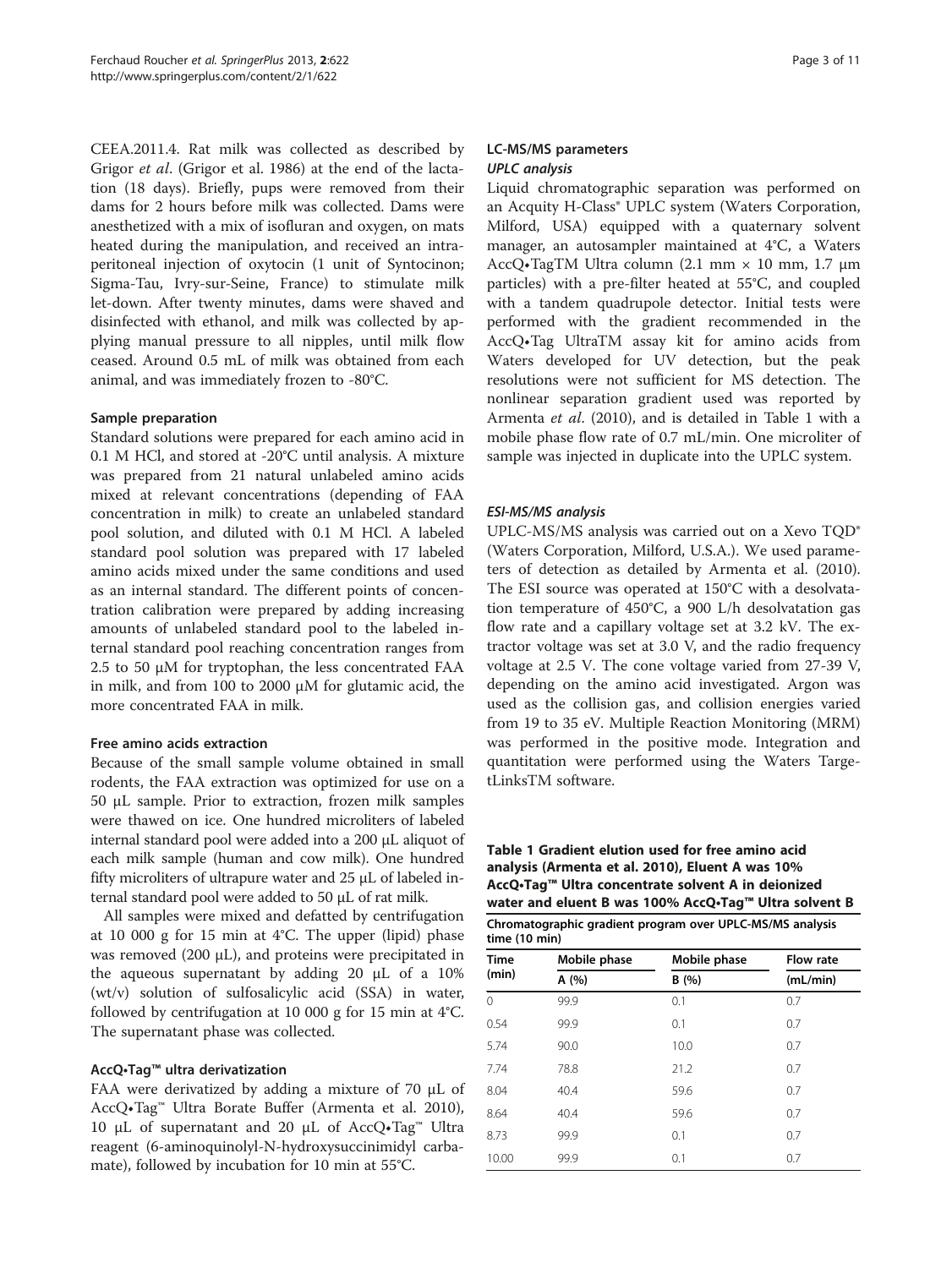CEEA.2011.4. Rat milk was collected as described by Grigor *et al*. (Grigor et al. 1986) at the end of the lactation (18 days). Briefly, pups were removed from their dams for 2 hours before milk was collected. Dams were anesthetized with a mix of isofluran and oxygen, on mats heated during the manipulation, and received an intraperitoneal injection of oxytocin (1 unit of Syntocinon; Sigma-Tau, Ivry-sur-Seine, France) to stimulate milk let-down. After twenty minutes, dams were shaved and disinfected with ethanol, and milk was collected by applying manual pressure to all nipples, until milk flow ceased. Around 0.5 mL of milk was obtained from each animal, and was immediately frozen to -80°C.

#### Sample preparation

Standard solutions were prepared for each amino acid in 0.1 M HCl, and stored at -20°C until analysis. A mixture was prepared from 21 natural unlabeled amino acids mixed at relevant concentrations (depending of FAA concentration in milk) to create an unlabeled standard pool solution, and diluted with 0.1 M HCl. A labeled standard pool solution was prepared with 17 labeled amino acids mixed under the same conditions and used as an internal standard. The different points of concentration calibration were prepared by adding increasing amounts of unlabeled standard pool to the labeled internal standard pool reaching concentration ranges from 2.5 to 50 μM for tryptophan, the less concentrated FAA in milk, and from 100 to 2000 μM for glutamic acid, the more concentrated FAA in milk.

#### Free amino acids extraction

Because of the small sample volume obtained in small rodents, the FAA extraction was optimized for use on a 50 μL sample. Prior to extraction, frozen milk samples were thawed on ice. One hundred microliters of labeled internal standard pool were added into a 200 μL aliquot of each milk sample (human and cow milk). One hundred fifty microliters of ultrapure water and 25 μL of labeled internal standard pool were added to 50 μL of rat milk.

All samples were mixed and defatted by centrifugation at 10 000 g for 15 min at 4°C. The upper (lipid) phase was removed (200 μL), and proteins were precipitated in the aqueous supernatant by adding 20 μL of a 10% (wt/v) solution of sulfosalicylic acid (SSA) in water, followed by centrifugation at 10 000 g for 15 min at 4°C. The supernatant phase was collected.

#### AccQ•Tag™ ultra derivatization

FAA were derivatized by adding a mixture of 70 μL of AccQ•Tag™ Ultra Borate Buffer (Armenta et al. 2010), 10 μL of supernatant and 20 μL of AccQ•Tag™ Ultra reagent (6-aminoquinolyl-N-hydroxysuccinimidyl carbamate), followed by incubation for 10 min at 55°C.

### LC-MS/MS parameters

#### *UPLC analysis*

Liquid chromatographic separation was performed on an Acquity H-Class® UPLC system (Waters Corporation, Milford, USA) equipped with a quaternary solvent manager, an autosampler maintained at 4°C, a Waters AccQ•TagTM Ultra column (2.1 mm × 10 mm, 1.7 μm particles) with a pre-filter heated at 55°C, and coupled with a tandem quadrupole detector. Initial tests were performed with the gradient recommended in the AccQ•Tag UltraTM assay kit for amino acids from Waters developed for UV detection, but the peak resolutions were not sufficient for MS detection. The nonlinear separation gradient used was reported by Armenta *et al*. (2010), and is detailed in Table 1 with a mobile phase flow rate of 0.7 mL/min. One microliter of sample was injected in duplicate into the UPLC system.

#### *ESI-MS/MS analysis*

UPLC-MS/MS analysis was carried out on a Xevo TQD® (Waters Corporation, Milford, U.S.A.). We used parameters of detection as detailed by Armenta et al. (2010). The ESI source was operated at 150°C with a desolvatation temperature of 450°C, a 900 L/h desolvatation gas flow rate and a capillary voltage set at 3.2 kV. The extractor voltage was set at 3.0 V, and the radio frequency voltage at 2.5 V. The cone voltage varied from 27-39 V, depending on the amino acid investigated. Argon was used as the collision gas, and collision energies varied from 19 to 35 eV. Multiple Reaction Monitoring (MRM) was performed in the positive mode. Integration and quantitation were performed using the Waters TargetLinksTM software.

**Table 1 Gradient elution used for free amino acid analysis (Armenta et al. 2010), Eluent A was 10% AccQ•Tag™ Ultra concentrate solvent A in deionized water and eluent B was 100% AccQ•Tag™ Ultra solvent B**

| Chromatographic gradient program over UPLC-MS/MS analysis time (10 min) | | | |
|---|---|---|---|
| Time (min) | Mobile phase A (%) | Mobile phase B (%) | Flow rate (mL/min) |
| 0 | 99.9 | 0.1 | 0.7 |
| 0.54 | 99.9 | 0.1 | 0.7 |
| 5.74 | 90.0 | 10.0 | 0.7 |
| 7.74 | 78.8 | 21.2 | 0.7 |
| 8.04 | 40.4 | 59.6 | 0.7 |
| 8.64 | 40.4 | 59.6 | 0.7 |
| 8.73 | 99.9 | 0.1 | 0.7 |
| 10.00 | 99.9 | 0.1 | 0.7 |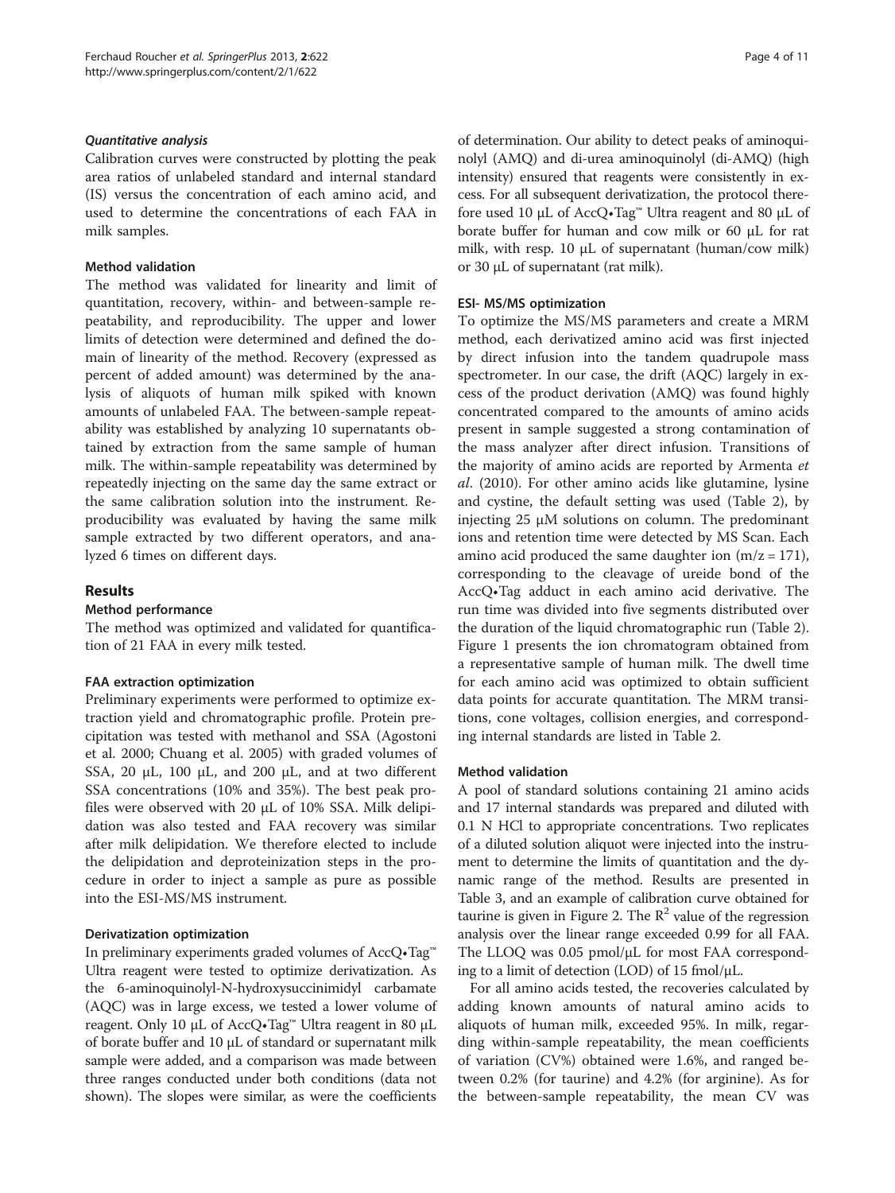### *Quantitative analysis*

Calibration curves were constructed by plotting the peak area ratios of unlabeled standard and internal standard (IS) versus the concentration of each amino acid, and used to determine the concentrations of each FAA in milk samples.

### Method validation

The method was validated for linearity and limit of quantitation, recovery, within- and between-sample repeatability, and reproducibility. The upper and lower limits of detection were determined and defined the domain of linearity of the method. Recovery (expressed as percent of added amount) was determined by the analysis of aliquots of human milk spiked with known amounts of unlabeled FAA. The between-sample repeatability was established by analyzing 10 supernatants obtained by extraction from the same sample of human milk. The within-sample repeatability was determined by repeatedly injecting on the same day the same extract or the same calibration solution into the instrument. Reproducibility was evaluated by having the same milk sample extracted by two different operators, and analyzed 6 times on different days.

## Results

### Method performance

The method was optimized and validated for quantification of 21 FAA in every milk tested.

### FAA extraction optimization

Preliminary experiments were performed to optimize extraction yield and chromatographic profile. Protein precipitation was tested with methanol and SSA (Agostoni et al. 2000; Chuang et al. 2005) with graded volumes of SSA, 20 μL, 100 μL, and 200 μL, and at two different SSA concentrations (10% and 35%). The best peak profiles were observed with 20 μL of 10% SSA. Milk delipidation was also tested and FAA recovery was similar after milk delipidation. We therefore elected to include the delipidation and deproteinization steps in the procedure in order to inject a sample as pure as possible into the ESI-MS/MS instrument.

### Derivatization optimization

In preliminary experiments graded volumes of AccQ•Tag™ Ultra reagent were tested to optimize derivatization. As the 6-aminoquinolyl-N-hydroxysuccinimidyl carbamate (AQC) was in large excess, we tested a lower volume of reagent. Only 10 μL of AccQ•Tag™ Ultra reagent in 80 μL of borate buffer and 10 μL of standard or supernatant milk sample were added, and a comparison was made between three ranges conducted under both conditions (data not shown). The slopes were similar, as were the coefficients of determination. Our ability to detect peaks of aminoquinolyl (AMQ) and di-urea aminoquinolyl (di-AMQ) (high intensity) ensured that reagents were consistently in excess. For all subsequent derivatization, the protocol therefore used 10 μL of AccQ•Tag™ Ultra reagent and 80 μL of borate buffer for human and cow milk or 60 μL for rat milk, with resp. 10 μL of supernatant (human/cow milk) or 30 μL of supernatant (rat milk).

### ESI- MS/MS optimization

To optimize the MS/MS parameters and create a MRM method, each derivatized amino acid was first injected by direct infusion into the tandem quadrupole mass spectrometer. In our case, the drift (AQC) largely in excess of the product derivation (AMQ) was found highly concentrated compared to the amounts of amino acids present in sample suggested a strong contamination of the mass analyzer after direct infusion. Transitions of the majority of amino acids are reported by Armenta *et al*. (2010). For other amino acids like glutamine, lysine and cystine, the default setting was used (Table 2), by injecting 25 μM solutions on column. The predominant ions and retention time were detected by MS Scan. Each amino acid produced the same daughter ion ($m/z = 171$), corresponding to the cleavage of ureide bond of the AccQ•Tag adduct in each amino acid derivative. The run time was divided into five segments distributed over the duration of the liquid chromatographic run (Table 2). Figure 1 presents the ion chromatogram obtained from a representative sample of human milk. The dwell time for each amino acid was optimized to obtain sufficient data points for accurate quantitation. The MRM transitions, cone voltages, collision energies, and corresponding internal standards are listed in Table 2.

### Method validation

A pool of standard solutions containing 21 amino acids and 17 internal standards was prepared and diluted with 0.1 N HCl to appropriate concentrations. Two replicates of a diluted solution aliquot were injected into the instrument to determine the limits of quantitation and the dynamic range of the method. Results are presented in Table 3, and an example of calibration curve obtained for taurine is given in Figure 2. The $R^2$ value of the regression analysis over the linear range exceeded 0.99 for all FAA. The LLOQ was 0.05 pmol/μL for most FAA corresponding to a limit of detection (LOD) of 15 fmol/μL.

For all amino acids tested, the recoveries calculated by adding known amounts of natural amino acids to aliquots of human milk, exceeded 95%. In milk, regarding within-sample repeatability, the mean coefficients of variation (CV%) obtained were 1.6%, and ranged between 0.2% (for taurine) and 4.2% (for arginine). As for the between-sample repeatability, the mean CV was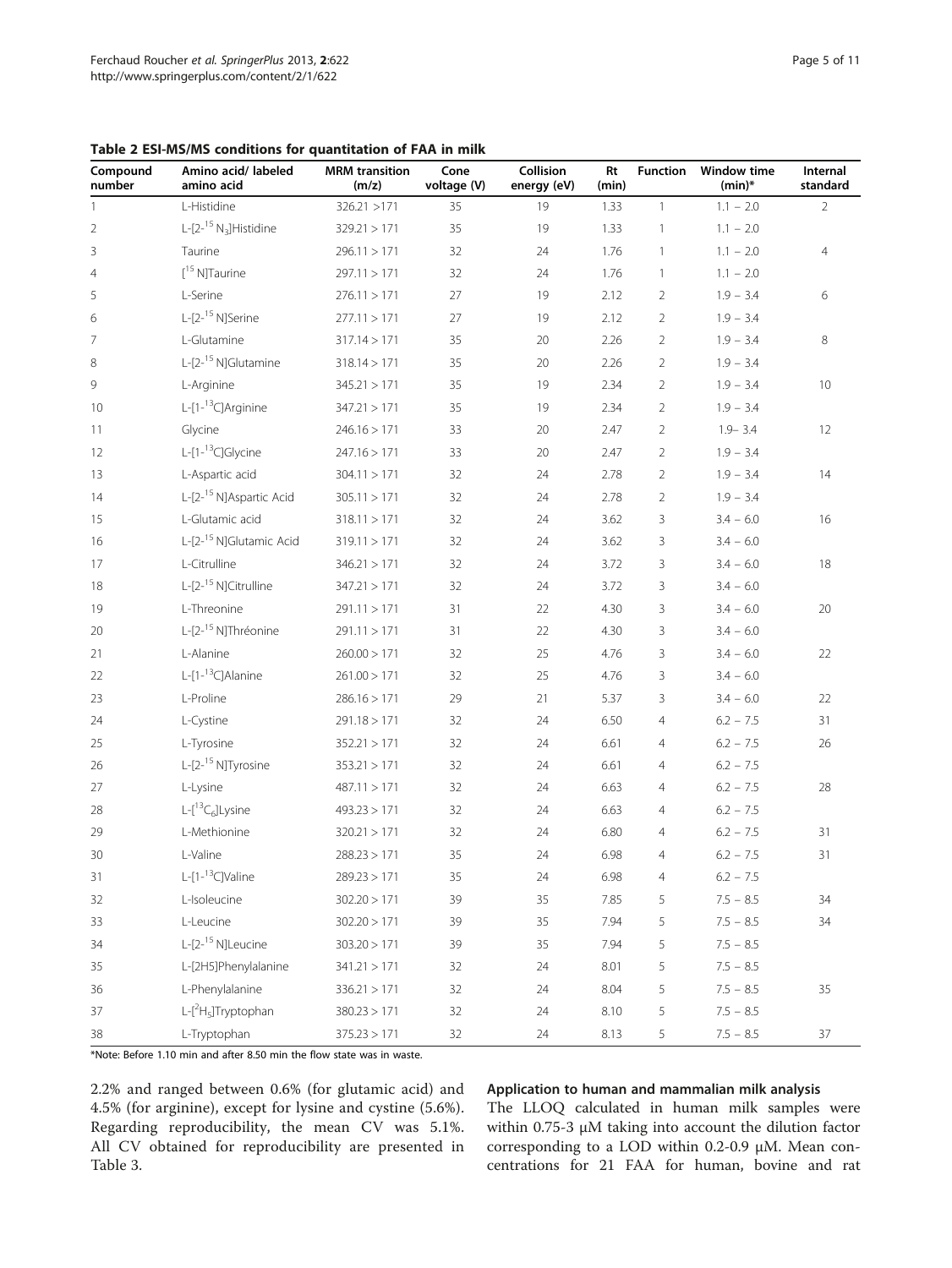**Table 2 ESI-MS/MS conditions for quantitation of FAA in milk**

| Compound number | Amino acid/ labeled amino acid | MRM transition (m/z) | Cone voltage (V) | Collision energy (eV) | Rt (min) | Function | Window time (min)* | Internal standard |
|---|---|---|---|---|---|---|---|---|
| 1 | L-Histidine | 326.21 >171 | 35 | 19 | 1.33 | 1 | 1.1 − 2.0 | 2 |
| 2 | L-[2-$^{15}$N$_3$]Histidine | 329.21 > 171 | 35 | 19 | 1.33 | 1 | 1.1 − 2.0 | |
| 3 | Taurine | 296.11 > 171 | 32 | 24 | 1.76 | 1 | 1.1 − 2.0 | 4 |
| 4 | [$^{15}$N]Taurine | 297.11 > 171 | 32 | 24 | 1.76 | 1 | 1.1 − 2.0 | |
| 5 | L-Serine | 276.11 > 171 | 27 | 19 | 2.12 | 2 | 1.9 − 3.4 | 6 |
| 6 | L-[2-$^{15}$N]Serine | 277.11 > 171 | 27 | 19 | 2.12 | 2 | 1.9 − 3.4 | |
| 7 | L-Glutamine | 317.14 > 171 | 35 | 20 | 2.26 | 2 | 1.9 − 3.4 | 8 |
| 8 | L-[2-$^{15}$N]Glutamine | 318.14 > 171 | 35 | 20 | 2.26 | 2 | 1.9 − 3.4 | |
| 9 | L-Arginine | 345.21 > 171 | 35 | 19 | 2.34 | 2 | 1.9 − 3.4 | 10 |
| 10 | L-[1-$^{13}$C]Arginine | 347.21 > 171 | 35 | 19 | 2.34 | 2 | 1.9 − 3.4 | |
| 11 | Glycine | 246.16 > 171 | 33 | 20 | 2.47 | 2 | 1.9– 3.4 | 12 |
| 12 | L-[1-$^{13}$C]Glycine | 247.16 > 171 | 33 | 20 | 2.47 | 2 | 1.9 − 3.4 | |
| 13 | L-Aspartic acid | 304.11 > 171 | 32 | 24 | 2.78 | 2 | 1.9 − 3.4 | 14 |
| 14 | L-[2-$^{15}$N]Aspartic Acid | 305.11 > 171 | 32 | 24 | 2.78 | 2 | 1.9 − 3.4 | |
| 15 | L-Glutamic acid | 318.11 > 171 | 32 | 24 | 3.62 | 3 | 3.4 − 6.0 | 16 |
| 16 | L-[2-$^{15}$N]Glutamic Acid | 319.11 > 171 | 32 | 24 | 3.62 | 3 | 3.4 − 6.0 | |
| 17 | L-Citrulline | 346.21 > 171 | 32 | 24 | 3.72 | 3 | 3.4 − 6.0 | 18 |
| 18 | L-[2-$^{15}$N]Citrulline | 347.21 > 171 | 32 | 24 | 3.72 | 3 | 3.4 − 6.0 | |
| 19 | L-Threonine | 291.11 > 171 | 31 | 22 | 4.30 | 3 | 3.4 − 6.0 | 20 |
| 20 | L-[2-$^{15}$N]Thréonine | 291.11 > 171 | 31 | 22 | 4.30 | 3 | 3.4 − 6.0 | |
| 21 | L-Alanine | 260.00 > 171 | 32 | 25 | 4.76 | 3 | 3.4 − 6.0 | 22 |
| 22 | L-[1-$^{13}$C]Alanine | 261.00 > 171 | 32 | 25 | 4.76 | 3 | 3.4 − 6.0 | |
| 23 | L-Proline | 286.16 > 171 | 29 | 21 | 5.37 | 3 | 3.4 − 6.0 | 22 |
| 24 | L-Cystine | 291.18 > 171 | 32 | 24 | 6.50 | 4 | 6.2 − 7.5 | 31 |
| 25 | L-Tyrosine | 352.21 > 171 | 32 | 24 | 6.61 | 4 | 6.2 − 7.5 | 26 |
| 26 | L-[2-$^{15}$N]Tyrosine | 353.21 > 171 | 32 | 24 | 6.61 | 4 | 6.2 − 7.5 | |
| 27 | L-Lysine | 487.11 > 171 | 32 | 24 | 6.63 | 4 | 6.2 − 7.5 | 28 |
| 28 | L-[$^{13}$C$_6$]Lysine | 493.23 > 171 | 32 | 24 | 6.63 | 4 | 6.2 − 7.5 | |
| 29 | L-Methionine | 320.21 > 171 | 32 | 24 | 6.80 | 4 | 6.2 − 7.5 | 31 |
| 30 | L-Valine | 288.23 > 171 | 35 | 24 | 6.98 | 4 | 6.2 − 7.5 | 31 |
| 31 | L-[1-$^{13}$C]Valine | 289.23 > 171 | 35 | 24 | 6.98 | 4 | 6.2 − 7.5 | |
| 32 | L-Isoleucine | 302.20 > 171 | 39 | 35 | 7.85 | 5 | 7.5 − 8.5 | 34 |
| 33 | L-Leucine | 302.20 > 171 | 39 | 35 | 7.94 | 5 | 7.5 − 8.5 | 34 |
| 34 | L-[2-$^{15}$N]Leucine | 303.20 > 171 | 39 | 35 | 7.94 | 5 | 7.5 − 8.5 | |
| 35 | L-[2H5]Phenylalanine | 341.21 > 171 | 32 | 24 | 8.01 | 5 | 7.5 − 8.5 | |
| 36 | L-Phenylalanine | 336.21 > 171 | 32 | 24 | 8.04 | 5 | 7.5 − 8.5 | 35 |
| 37 | L-[$^{2}$H$_5$]Tryptophan | 380.23 > 171 | 32 | 24 | 8.10 | 5 | 7.5 − 8.5 | |
| 38 | L-Tryptophan | 375.23 > 171 | 32 | 24 | 8.13 | 5 | 7.5 − 8.5 | 37 |

*Note: Before 1.10 min and after 8.50 min the flow state was in waste.

2.2% and ranged between 0.6% (for glutamic acid) and 4.5% (for arginine), except for lysine and cystine (5.6%). Regarding reproducibility, the mean CV was 5.1%. All CV obtained for reproducibility are presented in Table 3.

### Application to human and mammalian milk analysis

The LLOQ calculated in human milk samples were within 0.75-3 μM taking into account the dilution factor corresponding to a LOD within 0.2-0.9 μM. Mean concentrations for 21 FAA for human, bovine and rat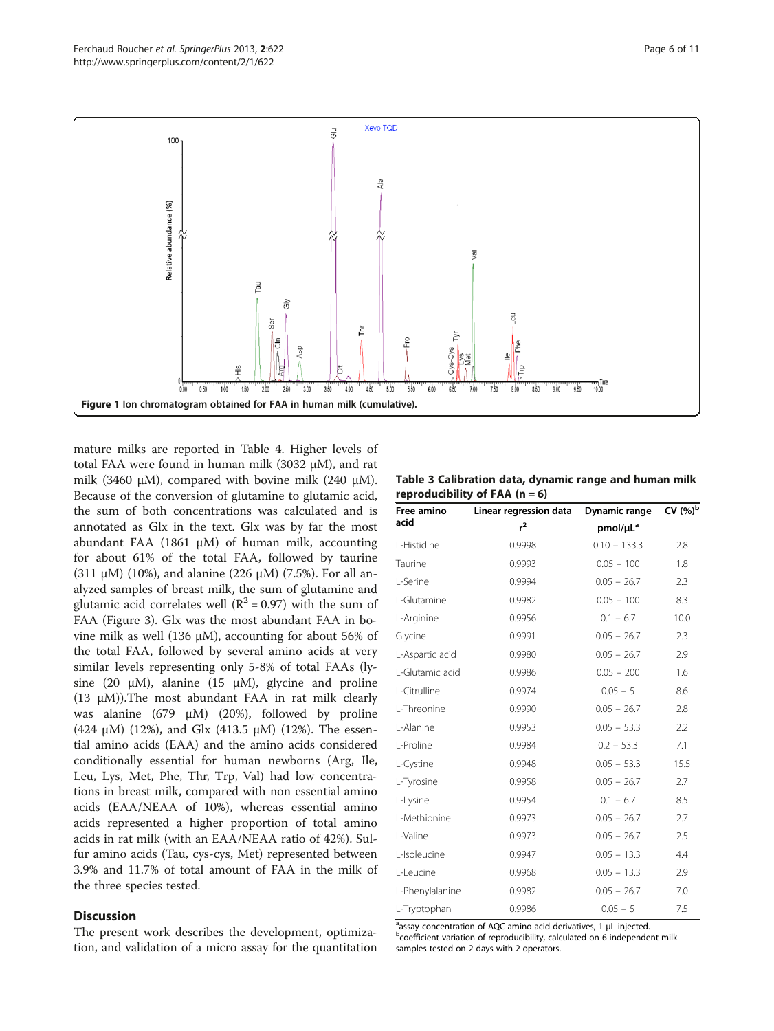Figure 1 Ion chromatogram obtained for FAA in human milk (cumulative).

mature milks are reported in Table 4. Higher levels of total FAA were found in human milk (3032 μM), and rat milk (3460 μM), compared with bovine milk (240 μM). Because of the conversion of glutamine to glutamic acid, the sum of both concentrations was calculated and is annotated as Glx in the text. Glx was by far the most abundant FAA (1861 μM) of human milk, accounting for about 61% of the total FAA, followed by taurine (311 μM) (10%), and alanine (226 μM) (7.5%). For all analyzed samples of breast milk, the sum of glutamine and glutamic acid correlates well ($R^2 = 0.97$) with the sum of FAA (Figure 3). Glx was the most abundant FAA in bovine milk as well (136 μM), accounting for about 56% of the total FAA, followed by several amino acids at very similar levels representing only 5-8% of total FAAs (lysine (20 μM), alanine (15 μM), glycine and proline (13 μM)).The most abundant FAA in rat milk clearly was alanine (679 μM) (20%), followed by proline (424 μM) (12%), and Glx (413.5 μM) (12%). The essential amino acids (EAA) and the amino acids considered conditionally essential for human newborns (Arg, Ile, Leu, Lys, Met, Phe, Thr, Trp, Val) had low concentrations in breast milk, compared with non essential amino acids (EAA/NEAA of 10%), whereas essential amino acids represented a higher proportion of total amino acids in rat milk (with an EAA/NEAA ratio of 42%). Sulfur amino acids (Tau, cys-cys, Met) represented between 3.9% and 11.7% of total amount of FAA in the milk of the three species tested.

**Table 3 Calibration data, dynamic range and human milk reproducibility of FAA (n = 6)**

| Free amino acid | Linear regression data $r^2$ | Dynamic range pmol/μL[a] | CV (%)[b] |
|---|---|---|---|
| L-Histidine | 0.9998 | 0.10 – 133.3 | 2.8 |
| Taurine | 0.9993 | 0.05 – 100 | 1.8 |
| L-Serine | 0.9994 | 0.05 – 26.7 | 2.3 |
| L-Glutamine | 0.9982 | 0.05 – 100 | 8.3 |
| L-Arginine | 0.9956 | 0.1 – 6.7 | 10.0 |
| Glycine | 0.9991 | 0.05 – 26.7 | 2.3 |
| L-Aspartic acid | 0.9980 | 0.05 – 26.7 | 2.9 |
| L-Glutamic acid | 0.9986 | 0.05 – 200 | 1.6 |
| L-Citrulline | 0.9974 | 0.05 – 5 | 8.6 |
| L-Threonine | 0.9990 | 0.05 – 26.7 | 2.8 |
| L-Alanine | 0.9953 | 0.05 – 53.3 | 2.2 |
| L-Proline | 0.9984 | 0.2 – 53.3 | 7.1 |
| L-Cystine | 0.9948 | 0.05 – 53.3 | 15.5 |
| L-Tyrosine | 0.9958 | 0.05 – 26.7 | 2.7 |
| L-Lysine | 0.9954 | 0.1 – 6.7 | 8.5 |
| L-Methionine | 0.9973 | 0.05 – 26.7 | 2.7 |
| L-Valine | 0.9973 | 0.05 – 26.7 | 2.5 |
| L-Isoleucine | 0.9947 | 0.05 – 13.3 | 4.4 |
| L-Leucine | 0.9968 | 0.05 – 13.3 | 2.9 |
| L-Phenylalanine | 0.9982 | 0.05 – 26.7 | 7.0 |
| L-Tryptophan | 0.9986 | 0.05 – 5 | 7.5 |

[a]assay concentration of AQC amino acid derivatives, 1 μL injected.
[b]coefficient variation of reproducibility, calculated on 6 independent milk samples tested on 2 days with 2 operators.

## Discussion

The present work describes the development, optimization, and validation of a micro assay for the quantitation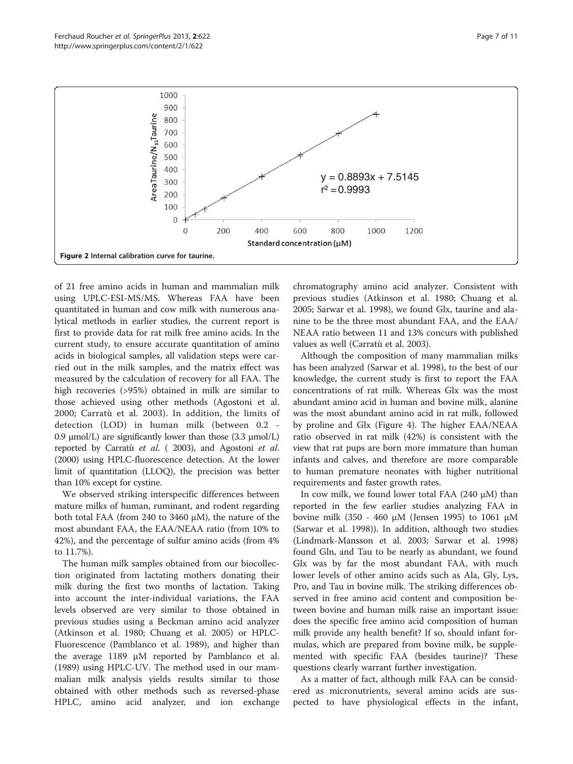Figure 2 Internal calibration curve for taurine.

of 21 free amino acids in human and mammalian milk using UPLC-ESI-MS/MS. Whereas FAA have been quantitated in human and cow milk with numerous analytical methods in earlier studies, the current report is first to provide data for rat milk free amino acids. In the current study, to ensure accurate quantitation of amino acids in biological samples, all validation steps were carried out in the milk samples, and the matrix effect was measured by the calculation of recovery for all FAA. The high recoveries (>95%) obtained in milk are similar to those achieved using other methods (Agostoni et al. 2000; Carratù et al. 2003). In addition, the limits of detection (LOD) in human milk (between 0.2 - 0.9 μmol/L) are significantly lower than those (3.3 μmol/L) reported by Carratù *et al*. ( 2003), and Agostoni *et al*. (2000) using HPLC-fluorescence detection. At the lower limit of quantitation (LLOQ), the precision was better than 10% except for cystine.

We observed striking interspecific differences between mature milks of human, ruminant, and rodent regarding both total FAA (from 240 to 3460 μM), the nature of the most abundant FAA, the EAA/NEAA ratio (from 10% to 42%), and the percentage of sulfur amino acids (from 4% to 11.7%).

The human milk samples obtained from our biocollection originated from lactating mothers donating their milk during the first two months of lactation. Taking into account the inter-individual variations, the FAA levels observed are very similar to those obtained in previous studies using a Beckman amino acid analyzer (Atkinson et al. 1980; Chuang et al. 2005) or HPLC-Fluorescence (Pamblanco et al. 1989), and higher than the average 1189 μM reported by Pamblanco et al. (1989) using HPLC-UV. The method used in our mammalian milk analysis yields results similar to those obtained with other methods such as reversed-phase HPLC, amino acid analyzer, and ion exchange chromatography amino acid analyzer. Consistent with previous studies (Atkinson et al. 1980; Chuang et al. 2005; Sarwar et al. 1998), we found Glx, taurine and alanine to be the three most abundant FAA, and the EAA/NEAA ratio between 11 and 13% concurs with published values as well (Carratù et al. 2003).

Although the composition of many mammalian milks has been analyzed (Sarwar et al. 1998), to the best of our knowledge, the current study is first to report the FAA concentrations of rat milk. Whereas Glx was the most abundant amino acid in human and bovine milk, alanine was the most abundant amino acid in rat milk, followed by proline and Glx (Figure 4). The higher EAA/NEAA ratio observed in rat milk (42%) is consistent with the view that rat pups are born more immature than human infants and calves, and therefore are more comparable to human premature neonates with higher nutritional requirements and faster growth rates.

In cow milk, we found lower total FAA (240 μM) than reported in the few earlier studies analyzing FAA in bovine milk (350 - 460 μM (Jensen 1995) to 1061 μM (Sarwar et al. 1998)). In addition, although two studies (Lindmark-Mansson et al. 2003; Sarwar et al. 1998) found Gln, and Tau to be nearly as abundant, we found Glx was by far the most abundant FAA, with much lower levels of other amino acids such as Ala, Gly, Lys, Pro, and Tau in bovine milk. The striking differences observed in free amino acid content and composition between bovine and human milk raise an important issue: does the specific free amino acid composition of human milk provide any health benefit? If so, should infant formulas, which are prepared from bovine milk, be supplemented with specific FAA (besides taurine)? These questions clearly warrant further investigation.

As a matter of fact, although milk FAA can be considered as micronutrients, several amino acids are suspected to have physiological effects in the infant,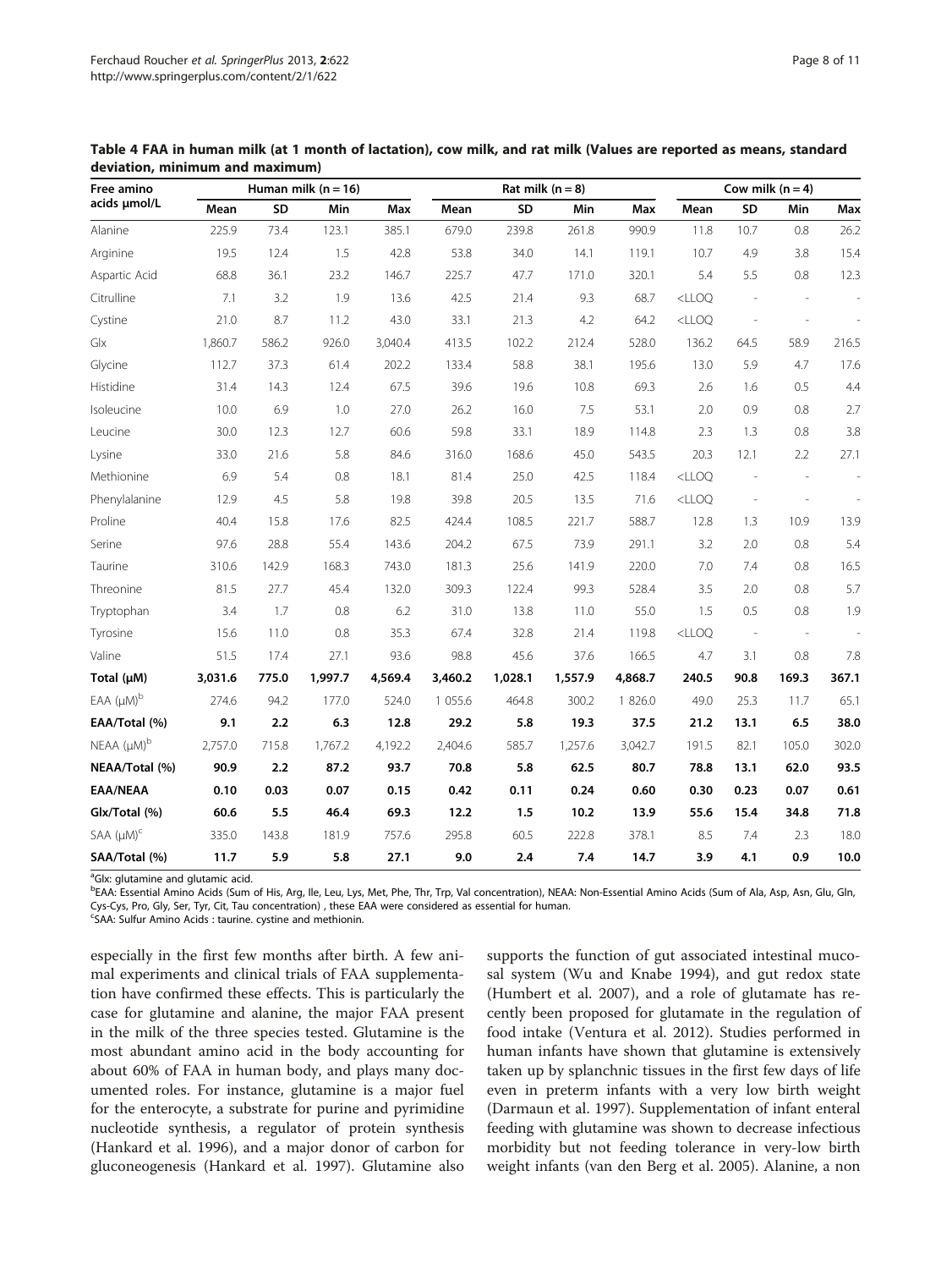**Table 4 FAA in human milk (at 1 month of lactation), cow milk, and rat milk (Values are reported as means, standard deviation, minimum and maximum)**

| Free amino acids µmol/L | Human milk (n = 16) | | | | Rat milk (n = 8) | | | | Cow milk (n = 4) | | | |
|---|---|---|---|---|---|---|---|---|---|---|---|---|
| | Mean | SD | Min | Max | Mean | SD | Min | Max | Mean | SD | Min | Max |
| Alanine | 225.9 | 73.4 | 123.1 | 385.1 | 679.0 | 239.8 | 261.8 | 990.9 | 11.8 | 10.7 | 0.8 | 26.2 |
| Arginine | 19.5 | 12.4 | 1.5 | 42.8 | 53.8 | 34.0 | 14.1 | 119.1 | 10.7 | 4.9 | 3.8 | 15.4 |
| Aspartic Acid | 68.8 | 36.1 | 23.2 | 146.7 | 225.7 | 47.7 | 171.0 | 320.1 | 5.4 | 5.5 | 0.8 | 12.3 |
| Citrulline | 7.1 | 3.2 | 1.9 | 13.6 | 42.5 | 21.4 | 9.3 | 68.7 | <LLOQ | - | - | - |
| Cystine | 21.0 | 8.7 | 11.2 | 43.0 | 33.1 | 21.3 | 4.2 | 64.2 | <LLOQ | - | - | - |
| Glx | 1,860.7 | 586.2 | 926.0 | 3,040.4 | 413.5 | 102.2 | 212.4 | 528.0 | 136.2 | 64.5 | 58.9 | 216.5 |
| Glycine | 112.7 | 37.3 | 61.4 | 202.2 | 133.4 | 58.8 | 38.1 | 195.6 | 13.0 | 5.9 | 4.7 | 17.6 |
| Histidine | 31.4 | 14.3 | 12.4 | 67.5 | 39.6 | 19.6 | 10.8 | 69.3 | 2.6 | 1.6 | 0.5 | 4.4 |
| Isoleucine | 10.0 | 6.9 | 1.0 | 27.0 | 26.2 | 16.0 | 7.5 | 53.1 | 2.0 | 0.9 | 0.8 | 2.7 |
| Leucine | 30.0 | 12.3 | 12.7 | 60.6 | 59.8 | 33.1 | 18.9 | 114.8 | 2.3 | 1.3 | 0.8 | 3.8 |
| Lysine | 33.0 | 21.6 | 5.8 | 84.6 | 316.0 | 168.6 | 45.0 | 543.5 | 20.3 | 12.1 | 2.2 | 27.1 |
| Methionine | 6.9 | 5.4 | 0.8 | 18.1 | 81.4 | 25.0 | 42.5 | 118.4 | <LLOQ | - | - | - |
| Phenylalanine | 12.9 | 4.5 | 5.8 | 19.8 | 39.8 | 20.5 | 13.5 | 71.6 | <LLOQ | - | - | - |
| Proline | 40.4 | 15.8 | 17.6 | 82.5 | 424.4 | 108.5 | 221.7 | 588.7 | 12.8 | 1.3 | 10.9 | 13.9 |
| Serine | 97.6 | 28.8 | 55.4 | 143.6 | 204.2 | 67.5 | 73.9 | 291.1 | 3.2 | 2.0 | 0.8 | 5.4 |
| Taurine | 310.6 | 142.9 | 168.3 | 743.0 | 181.3 | 25.6 | 141.9 | 220.0 | 7.0 | 7.4 | 0.8 | 16.5 |
| Threonine | 81.5 | 27.7 | 45.4 | 132.0 | 309.3 | 122.4 | 99.3 | 528.4 | 3.5 | 2.0 | 0.8 | 5.7 |
| Tryptophan | 3.4 | 1.7 | 0.8 | 6.2 | 31.0 | 13.8 | 11.0 | 55.0 | 1.5 | 0.5 | 0.8 | 1.9 |
| Tyrosine | 15.6 | 11.0 | 0.8 | 35.3 | 67.4 | 32.8 | 21.4 | 119.8 | <LLOQ | - | - | - |
| Valine | 51.5 | 17.4 | 27.1 | 93.6 | 98.8 | 45.6 | 37.6 | 166.5 | 4.7 | 3.1 | 0.8 | 7.8 |
| **Total (µM)** | **3,031.6** | **775.0** | **1,997.7** | **4,569.4** | **3,460.2** | **1,028.1** | **1,557.9** | **4,868.7** | **240.5** | **90.8** | **169.3** | **367.1** |
| EAA (µM)[b] | 274.6 | 94.2 | 177.0 | 524.0 | 1 055.6 | 464.8 | 300.2 | 1 826.0 | 49.0 | 25.3 | 11.7 | 65.1 |
| **EAA/Total (%)** | **9.1** | **2.2** | **6.3** | **12.8** | **29.2** | **5.8** | **19.3** | **37.5** | **21.2** | **13.1** | **6.5** | **38.0** |
| NEAA (µM)[b] | 2,757.0 | 715.8 | 1,767.2 | 4,192.2 | 2,404.6 | 585.7 | 1,257.6 | 3,042.7 | 191.5 | 82.1 | 105.0 | 302.0 |
| **NEAA/Total (%)** | **90.9** | **2.2** | **87.2** | **93.7** | **70.8** | **5.8** | **62.5** | **80.7** | **78.8** | **13.1** | **62.0** | **93.5** |
| **EAA/NEAA** | **0.10** | **0.03** | **0.07** | **0.15** | **0.42** | **0.11** | **0.24** | **0.60** | **0.30** | **0.23** | **0.07** | **0.61** |
| **Glx/Total (%)** | **60.6** | **5.5** | **46.4** | **69.3** | **12.2** | **1.5** | **10.2** | **13.9** | **55.6** | **15.4** | **34.8** | **71.8** |
| SAA (µM)[c] | 335.0 | 143.8 | 181.9 | 757.6 | 295.8 | 60.5 | 222.8 | 378.1 | 8.5 | 7.4 | 2.3 | 18.0 |
| **SAA/Total (%)** | **11.7** | **5.9** | **5.8** | **27.1** | **9.0** | **2.4** | **7.4** | **14.7** | **3.9** | **4.1** | **0.9** | **10.0** |

[a]Glx: glutamine and glutamic acid.
[b]EAA: Essential Amino Acids (Sum of His, Arg, Ile, Leu, Lys, Met, Phe, Thr, Trp, Val concentration), NEAA: Non-Essential Amino Acids (Sum of Ala, Asp, Asn, Glu, Gln, Cys-Cys, Pro, Gly, Ser, Tyr, Cit, Tau concentration) , these EAA were considered as essential for human.
[c]SAA: Sulfur Amino Acids : taurine. cystine and methionin.

especially in the first few months after birth. A few animal experiments and clinical trials of FAA supplementation have confirmed these effects. This is particularly the case for glutamine and alanine, the major FAA present in the milk of the three species tested. Glutamine is the most abundant amino acid in the body accounting for about 60% of FAA in human body, and plays many documented roles. For instance, glutamine is a major fuel for the enterocyte, a substrate for purine and pyrimidine nucleotide synthesis, a regulator of protein synthesis (Hankard et al. 1996), and a major donor of carbon for gluconeogenesis (Hankard et al. 1997). Glutamine also supports the function of gut associated intestinal mucosal system (Wu and Knabe 1994), and gut redox state (Humbert et al. 2007), and a role of glutamate has recently been proposed for glutamate in the regulation of food intake (Ventura et al. 2012). Studies performed in human infants have shown that glutamine is extensively taken up by splanchnic tissues in the first few days of life even in preterm infants with a very low birth weight (Darmaun et al. 1997). Supplementation of infant enteral feeding with glutamine was shown to decrease infectious morbidity but not feeding tolerance in very-low birth weight infants (van den Berg et al. 2005). Alanine, a non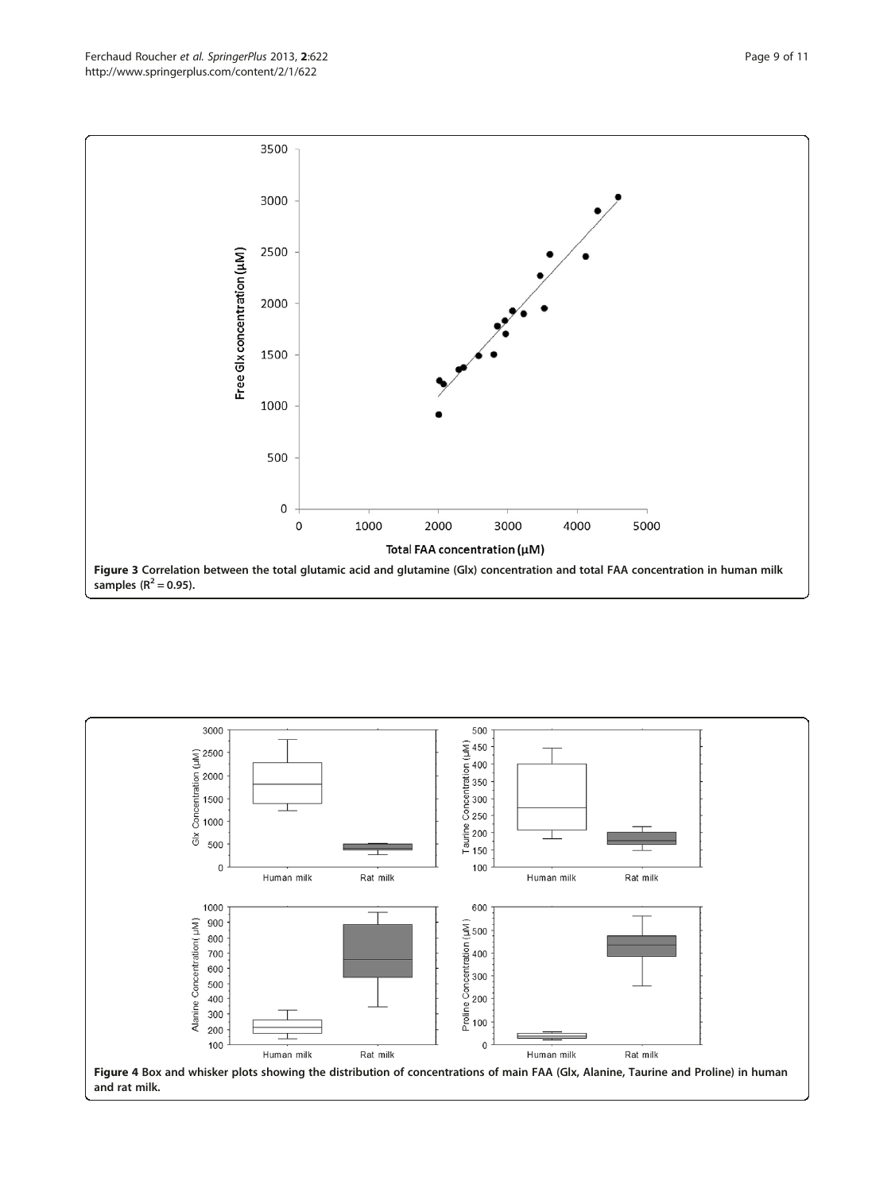**Figure 3** **Correlation between the total glutamic acid and glutamine (Glx) concentration and total FAA concentration in human milk samples ($R^2 = 0.95$).**

**Figure 4** **Box and whisker plots showing the distribution of concentrations of main FAA (Glx, Alanine, Taurine and Proline) in human and rat milk.**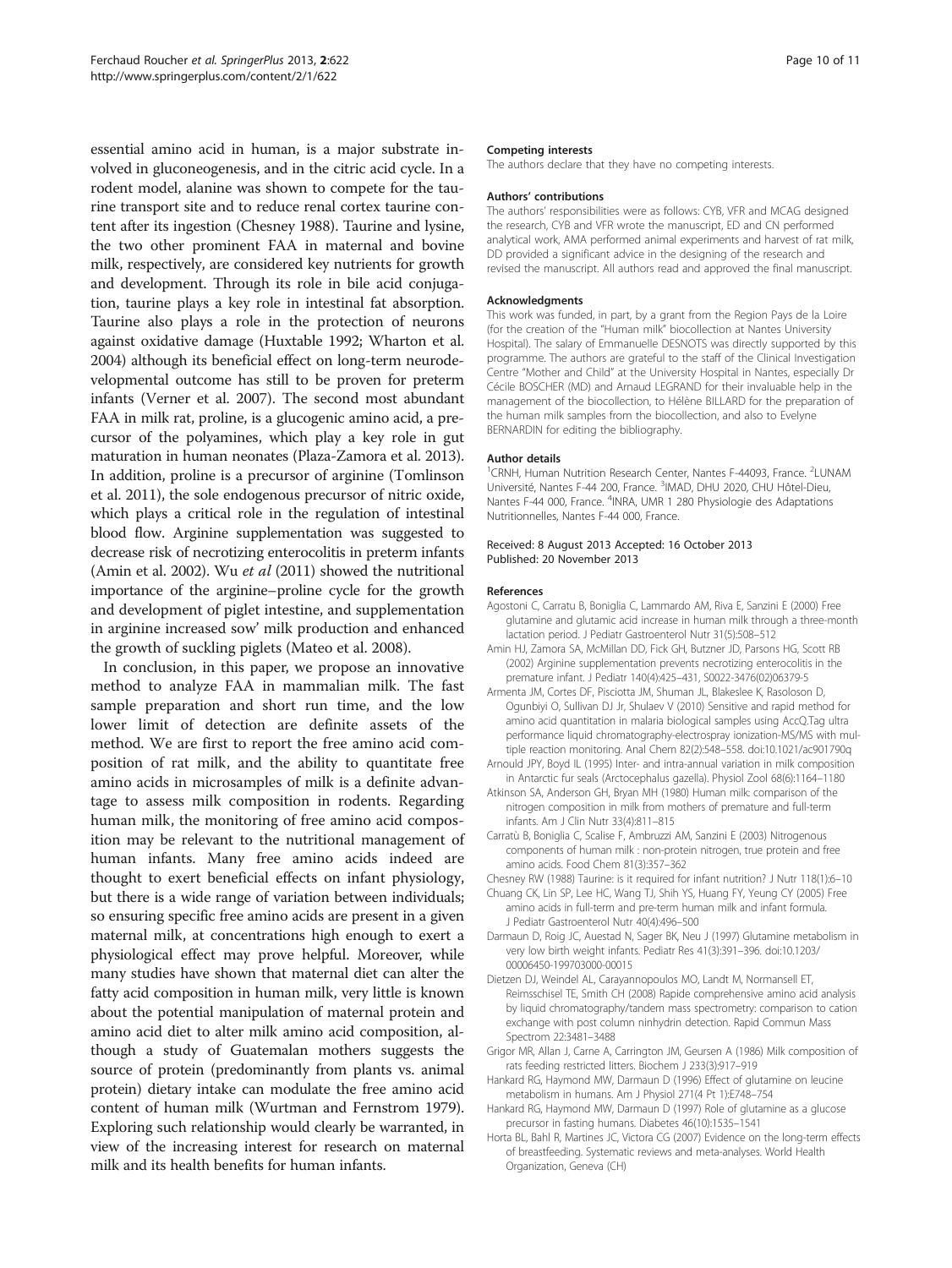essential amino acid in human, is a major substrate involved in gluconeogenesis, and in the citric acid cycle. In a rodent model, alanine was shown to compete for the taurine transport site and to reduce renal cortex taurine content after its ingestion (Chesney 1988). Taurine and lysine, the two other prominent FAA in maternal and bovine milk, respectively, are considered key nutrients for growth and development. Through its role in bile acid conjugation, taurine plays a key role in intestinal fat absorption. Taurine also plays a role in the protection of neurons against oxidative damage (Huxtable 1992; Wharton et al. 2004) although its beneficial effect on long-term neurodevelopmental outcome has still to be proven for preterm infants (Verner et al. 2007). The second most abundant FAA in milk rat, proline, is a glucogenic amino acid, a precursor of the polyamines, which play a key role in gut maturation in human neonates (Plaza-Zamora et al. 2013). In addition, proline is a precursor of arginine (Tomlinson et al. 2011), the sole endogenous precursor of nitric oxide, which plays a critical role in the regulation of intestinal blood flow. Arginine supplementation was suggested to decrease risk of necrotizing enterocolitis in preterm infants (Amin et al. 2002). Wu *et al* (2011) showed the nutritional importance of the arginine–proline cycle for the growth and development of piglet intestine, and supplementation in arginine increased sow' milk production and enhanced the growth of suckling piglets (Mateo et al. 2008).

In conclusion, in this paper, we propose an innovative method to analyze FAA in mammalian milk. The fast sample preparation and short run time, and the low lower limit of detection are definite assets of the method. We are first to report the free amino acid composition of rat milk, and the ability to quantitate free amino acids in microsamples of milk is a definite advantage to assess milk composition in rodents. Regarding human milk, the monitoring of free amino acid composition may be relevant to the nutritional management of human infants. Many free amino acids indeed are thought to exert beneficial effects on infant physiology, but there is a wide range of variation between individuals; so ensuring specific free amino acids are present in a given maternal milk, at concentrations high enough to exert a physiological effect may prove helpful. Moreover, while many studies have shown that maternal diet can alter the fatty acid composition in human milk, very little is known about the potential manipulation of maternal protein and amino acid diet to alter milk amino acid composition, although a study of Guatemalan mothers suggests the source of protein (predominantly from plants vs. animal protein) dietary intake can modulate the free amino acid content of human milk (Wurtman and Fernstrom 1979). Exploring such relationship would clearly be warranted, in view of the increasing interest for research on maternal milk and its health benefits for human infants.

#### Competing interests

The authors declare that they have no competing interests.

#### Authors' contributions

The authors' responsibilities were as follows: CYB, VFR and MCAG designed the research, CYB and VFR wrote the manuscript, ED and CN performed analytical work, AMA performed animal experiments and harvest of rat milk, DD provided a significant advice in the designing of the research and revised the manuscript. All authors read and approved the final manuscript.

#### Acknowledgments

This work was funded, in part, by a grant from the Region Pays de la Loire (for the creation of the "Human milk" biocollection at Nantes University Hospital). The salary of Emmanuelle DESNOTS was directly supported by this programme. The authors are grateful to the staff of the Clinical Investigation Centre "Mother and Child" at the University Hospital in Nantes, especially Dr Cécile BOSCHER (MD) and Arnaud LEGRAND for their invaluable help in the management of the biocollection, to Hélène BILLARD for the preparation of the human milk samples from the biocollection, and also to Evelyne BERNARDIN for editing the bibliography.

#### Author details

[1]CRNH, Human Nutrition Research Center, Nantes F-44093, France. [2]LUNAM Université, Nantes F-44 200, France. [3]IMAD, DHU 2020, CHU Hôtel-Dieu, Nantes F-44 000, France. [4]INRA, UMR 1 280 Physiologie des Adaptations Nutritionnelles, Nantes F-44 000, France.

Received: 8 August 2013 Accepted: 16 October 2013
Published: 20 November 2013

#### References

Agostoni C, Carratu B, Boniglia C, Lammardo AM, Riva E, Sanzini E (2000) Free glutamine and glutamic acid increase in human milk through a three-month lactation period. J Pediatr Gastroenterol Nutr 31(5):508–512

Amin HJ, Zamora SA, McMillan DD, Fick GH, Butzner JD, Parsons HG, Scott RB (2002) Arginine supplementation prevents necrotizing enterocolitis in the premature infant. J Pediatr 140(4):425–431, S0022-3476(02)06379-5

Armenta JM, Cortes DF, Pisciotta JM, Shuman JL, Blakeslee K, Rasoloson D, Ogunbiyi O, Sullivan DJ Jr, Shulaev V (2010) Sensitive and rapid method for amino acid quantitation in malaria biological samples using AccQ.Tag ultra performance liquid chromatography-electrospray ionization-MS/MS with multiple reaction monitoring. Anal Chem 82(2):548–558. doi:10.1021/ac901790q

Arnould JPY, Boyd IL (1995) Inter- and intra-annual variation in milk composition in Antarctic fur seals (Arctocephalus gazella). Physiol Zool 68(6):1164–1180

Atkinson SA, Anderson GH, Bryan MH (1980) Human milk: comparison of the nitrogen composition in milk from mothers of premature and full-term infants. Am J Clin Nutr 33(4):811–815

Carratù B, Boniglia C, Scalise F, Ambruzzi AM, Sanzini E (2003) Nitrogenous components of human milk : non-protein nitrogen, true protein and free amino acids. Food Chem 81(3):357–362

Chesney RW (1988) Taurine: is it required for infant nutrition? J Nutr 118(1):6–10

Chuang CK, Lin SP, Lee HC, Wang TJ, Shih YS, Huang FY, Yeung CY (2005) Free amino acids in full-term and pre-term human milk and infant formula. J Pediatr Gastroenterol Nutr 40(4):496–500

Darmaun D, Roig JC, Auestad N, Sager BK, Neu J (1997) Glutamine metabolism in very low birth weight infants. Pediatr Res 41(3):391–396. doi:10.1203/00006450-199703000-00015

Dietzen DJ, Weindel AL, Carayannopoulos MO, Landt M, Normansell ET, Reimsschisel TE, Smith CH (2008) Rapide comprehensive amino acid analysis by liquid chromatography/tandem mass spectrometry: comparison to cation exchange with post column ninhydrin detection. Rapid Commun Mass Spectrom 22:3481–3488

Grigor MR, Allan J, Carne A, Carrington JM, Geursen A (1986) Milk composition of rats feeding restricted litters. Biochem J 233(3):917–919

Hankard RG, Haymond MW, Darmaun D (1996) Effect of glutamine on leucine metabolism in humans. Am J Physiol 271(4 Pt 1):E748–754

Hankard RG, Haymond MW, Darmaun D (1997) Role of glutamine as a glucose precursor in fasting humans. Diabetes 46(10):1535–1541

Horta BL, Bahl R, Martines JC, Victora CG (2007) Evidence on the long-term effects of breastfeeding. Systematic reviews and meta-analyses. World Health Organization, Geneva (CH)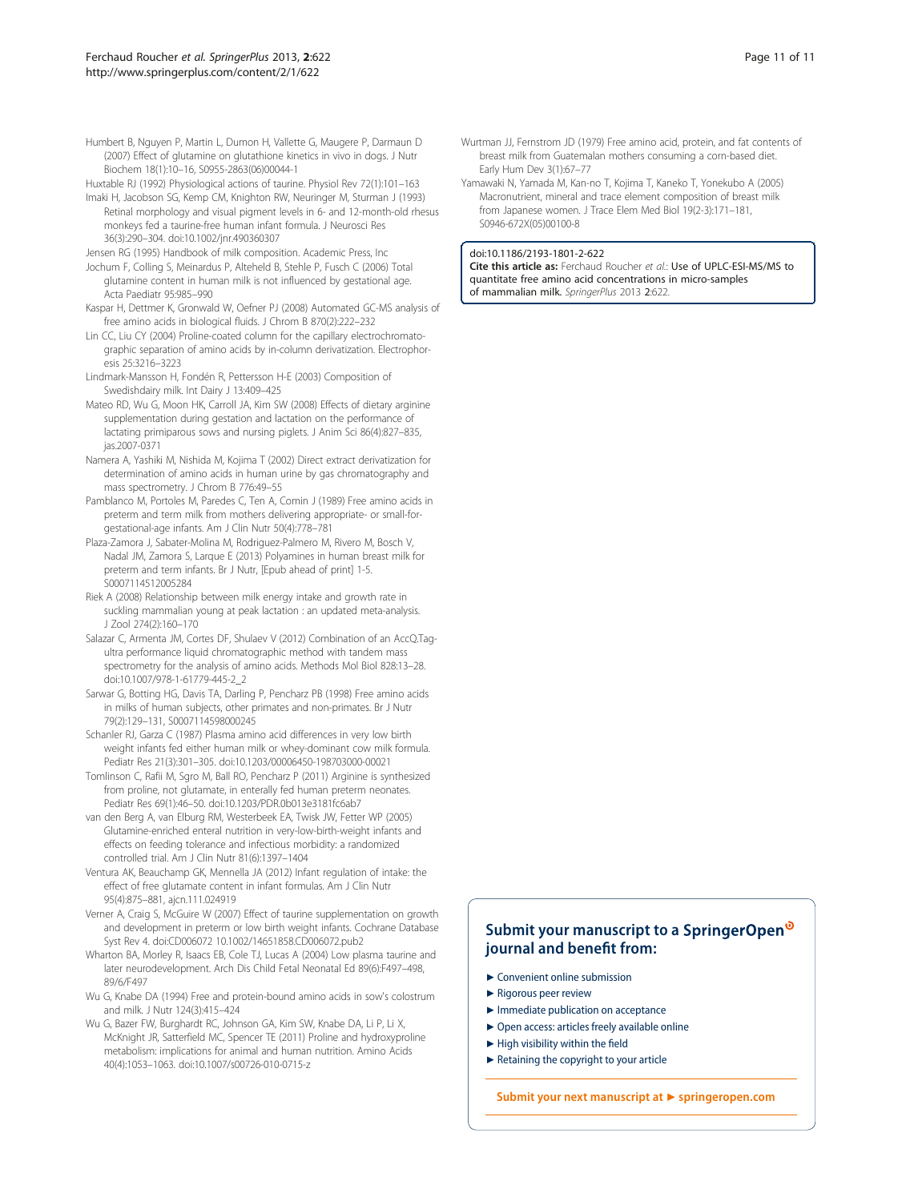Humbert B, Nguyen P, Martin L, Dumon H, Vallette G, Maugere P, Darmaun D (2007) Effect of glutamine on glutathione kinetics in vivo in dogs. J Nutr Biochem 18(1):10–16, S0955-2863(06)00044-1

Huxtable RJ (1992) Physiological actions of taurine. Physiol Rev 72(1):101–163

Imaki H, Jacobson SG, Kemp CM, Knighton RW, Neuringer M, Sturman J (1993) Retinal morphology and visual pigment levels in 6- and 12-month-old rhesus monkeys fed a taurine-free human infant formula. J Neurosci Res 36(3):290–304. doi:10.1002/jnr.490360307

Jensen RG (1995) Handbook of milk composition. Academic Press, Inc

Jochum F, Colling S, Meinardus P, Alteheld B, Stehle P, Fusch C (2006) Total glutamine content in human milk is not influenced by gestational age. Acta Paediatr 95:985–990

Kaspar H, Dettmer K, Gronwald W, Oefner PJ (2008) Automated GC-MS analysis of free amino acids in biological fluids. J Chrom B 870(2):222–232

Lin CC, Liu CY (2004) Proline-coated column for the capillary electrochromatographic separation of amino acids by in-column derivatization. Electrophoresis 25:3216–3223

Lindmark-Mansson H, Fondén R, Pettersson H-E (2003) Composition of Swedishdairy milk. Int Dairy J 13:409–425

Mateo RD, Wu G, Moon HK, Carroll JA, Kim SW (2008) Effects of dietary arginine supplementation during gestation and lactation on the performance of lactating primiparous sows and nursing piglets. J Anim Sci 86(4):827–835, jas.2007-0371

Namera A, Yashiki M, Nishida M, Kojima T (2002) Direct extract derivatization for determination of amino acids in human urine by gas chromatography and mass spectrometry. J Chrom B 776:49–55

Pamblanco M, Portoles M, Paredes C, Ten A, Comin J (1989) Free amino acids in preterm and term milk from mothers delivering appropriate- or small-for-gestational-age infants. Am J Clin Nutr 50(4):778–781

Plaza-Zamora J, Sabater-Molina M, Rodriguez-Palmero M, Rivero M, Bosch V, Nadal JM, Zamora S, Larque E (2013) Polyamines in human breast milk for preterm and term infants. Br J Nutr, [Epub ahead of print] 1-5. S0007114512005284

Riek A (2008) Relationship between milk energy intake and growth rate in suckling mammalian young at peak lactation : an updated meta-analysis. J Zool 274(2):160–170

Salazar C, Armenta JM, Cortes DF, Shulaev V (2012) Combination of an AccQ.Tag-ultra performance liquid chromatographic method with tandem mass spectrometry for the analysis of amino acids. Methods Mol Biol 828:13–28. doi:10.1007/978-1-61779-445-2_2

Sarwar G, Botting HG, Davis TA, Darling P, Pencharz PB (1998) Free amino acids in milks of human subjects, other primates and non-primates. Br J Nutr 79(2):129–131, S0007114598000245

Schanler RJ, Garza C (1987) Plasma amino acid differences in very low birth weight infants fed either human milk or whey-dominant cow milk formula. Pediatr Res 21(3):301–305. doi:10.1203/00006450-198703000-00021

Tomlinson C, Rafii M, Sgro M, Ball RO, Pencharz P (2011) Arginine is synthesized from proline, not glutamate, in enterally fed human preterm neonates. Pediatr Res 69(1):46–50. doi:10.1203/PDR.0b013e3181fc6ab7

van den Berg A, van Elburg RM, Westerbeek EA, Twisk JW, Fetter WP (2005) Glutamine-enriched enteral nutrition in very-low-birth-weight infants and effects on feeding tolerance and infectious morbidity: a randomized controlled trial. Am J Clin Nutr 81(6):1397–1404

Ventura AK, Beauchamp GK, Mennella JA (2012) Infant regulation of intake: the effect of free glutamate content in infant formulas. Am J Clin Nutr 95(4):875–881, ajcn.111.024919

Verner A, Craig S, McGuire W (2007) Effect of taurine supplementation on growth and development in preterm or low birth weight infants. Cochrane Database Syst Rev 4. doi:CD006072 10.1002/14651858.CD006072.pub2

Wharton BA, Morley R, Isaacs EB, Cole TJ, Lucas A (2004) Low plasma taurine and later neurodevelopment. Arch Dis Child Fetal Neonatal Ed 89(6):F497–498, 89/6/F497

Wu G, Knabe DA (1994) Free and protein-bound amino acids in sow's colostrum and milk. J Nutr 124(3):415–424

Wu G, Bazer FW, Burghardt RC, Johnson GA, Kim SW, Knabe DA, Li P, Li X, McKnight JR, Satterfield MC, Spencer TE (2011) Proline and hydroxyproline metabolism: implications for animal and human nutrition. Amino Acids 40(4):1053–1063. doi:10.1007/s00726-010-0715-z

Wurtman JJ, Fernstrom JD (1979) Free amino acid, protein, and fat contents of breast milk from Guatemalan mothers consuming a corn-based diet. Early Hum Dev 3(1):67–77

Yamawaki N, Yamada M, Kan-no T, Kojima T, Kaneko T, Yonekubo A (2005) Macronutrient, mineral and trace element composition of breast milk from Japanese women. J Trace Elem Med Biol 19(2-3):171–181, S0946-672X(05)00100-8

doi:10.1186/2193-1801-2-622

**Cite this article as:** Ferchaud Roucher *et al.*: Use of UPLC-ESI-MS/MS to quantitate free amino acid concentrations in micro-samples of mammalian milk. *SpringerPlus* 2013 **2**:622.

**Submit your manuscript to a SpringerOpen journal and benefit from:**

- ► Convenient online submission
- ► Rigorous peer review
- ► Immediate publication on acceptance
- ► Open access: articles freely available online
- ► High visibility within the field
- ► Retaining the copyright to your article

**Submit your next manuscript at ► springeropen.com**